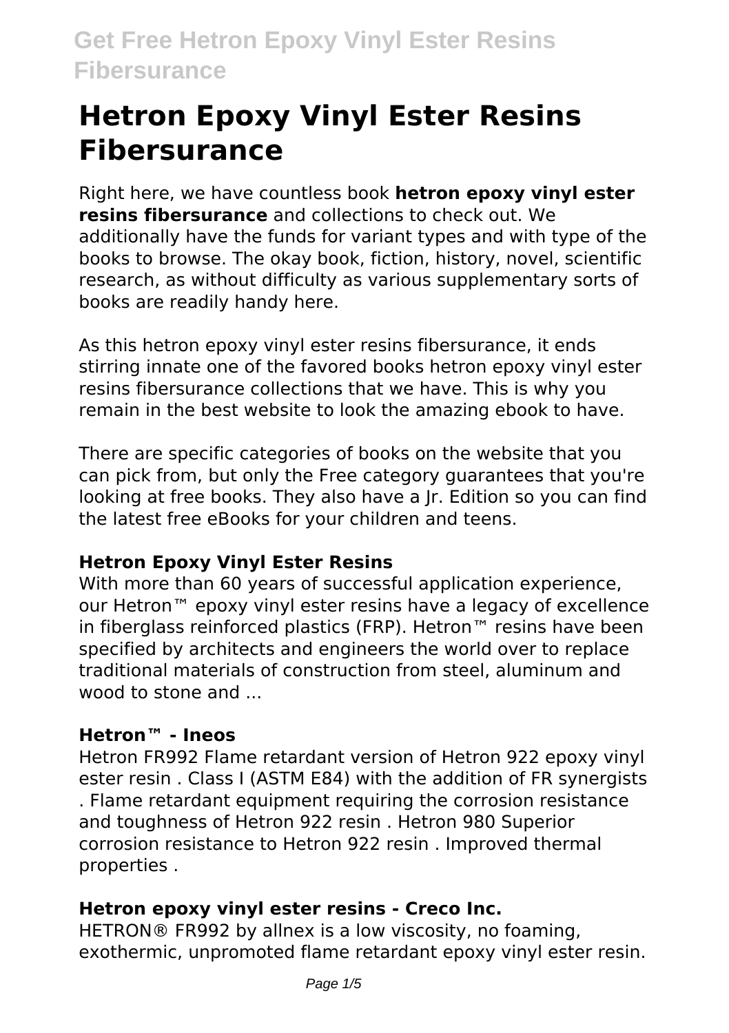# Hetron Epoxy Vinyl Ester Resins Fibersurance

Right here, we have countless book **hetron epoxy vinyl ester resins fibersurance** and collections to check out. We additionally have the funds for variant types and with type of the books to browse. The okay book, fiction, history, novel, scientific research, as without difficulty as various supplementary sorts of books are readily handy here.

As this hetron epoxy vinyl ester resins fibersurance, it ends stirring innate one of the favored books hetron epoxy vinyl ester resins fibersurance collections that we have. This is why you remain in the best website to look the amazing ebook to have.

There are specific categories of books on the website that you can pick from, but only the Free category guarantees that you're looking at free books. They also have a Jr. Edition so you can find the latest free eBooks for your children and teens.

### Hetron Epoxy Vinyl Ester Resins

With more than 60 years of successful application experience, our Hetron™ epoxy vinyl ester resins have a legacy of excellence in fiberglass reinforced plastics (FRP). Hetron™ resins have been specified by architects and engineers the world over to replace traditional materials of construction from steel, aluminum and wood to stone and ...

### Hetron™ - Ineos

Hetron FR992 Flame retardant version of Hetron 922 epoxy vinyl ester resin . Class I (ASTM E84) with the addition of FR synergists . Flame retardant equipment requiring the corrosion resistance and toughness of Hetron 922 resin . Hetron 980 Superior corrosion resistance to Hetron 922 resin . Improved thermal properties .

### Hetron epoxy vinyl ester resins - Creco Inc.

HETRON® FR992 by allnex is a low viscosity, no foaming, exothermic, unpromoted flame retardant epoxy vinyl ester resin.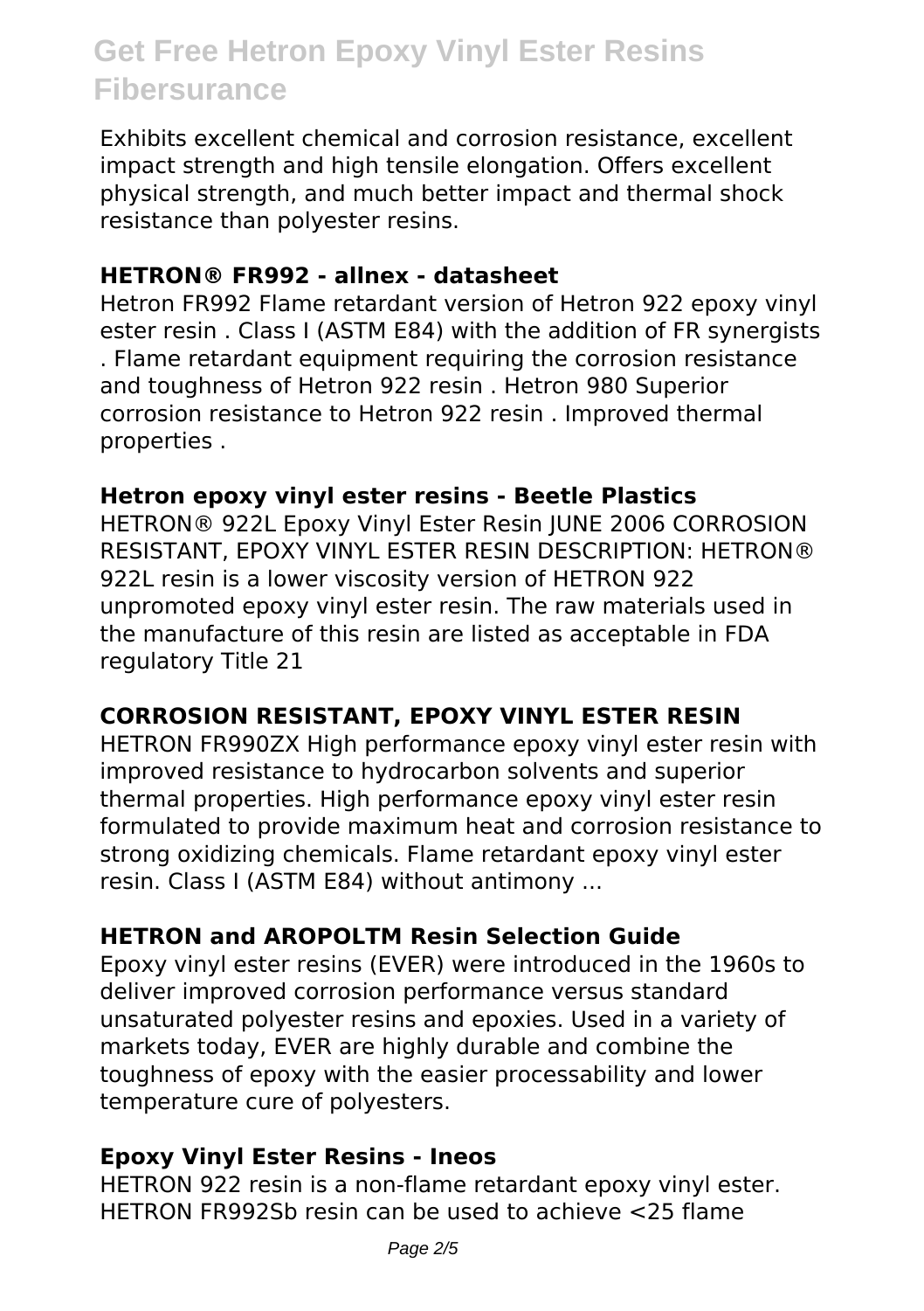Exhibits excellent chemical and corrosion resistance, excellent impact strength and high tensile elongation. Offers excellent physical strength, and much better impact and thermal shock resistance than polyester resins.

### HETRON® FR992 - allnex - datasheet

Hetron FR992 Flame retardant version of Hetron 922 epoxy vinyl ester resin . Class I (ASTM E84) with the addition of FR synergists . Flame retardant equipment requiring the corrosion resistance and toughness of Hetron 922 resin . Hetron 980 Superior corrosion resistance to Hetron 922 resin . Improved thermal properties .

### Hetron epoxy vinyl ester resins - Beetle Plastics

HETRON® 922L Epoxy Vinyl Ester Resin JUNE 2006 CORROSION RESISTANT, EPOXY VINYL ESTER RESIN DESCRIPTION: HETRON® 922L resin is a lower viscosity version of HETRON 922 unpromoted epoxy vinyl ester resin. The raw materials used in the manufacture of this resin are listed as acceptable in FDA regulatory Title 21

### CORROSION RESISTANT, EPOXY VINYL ESTER RESIN

HETRON FR990ZX High performance epoxy vinyl ester resin with improved resistance to hydrocarbon solvents and superior thermal properties. High performance epoxy vinyl ester resin formulated to provide maximum heat and corrosion resistance to strong oxidizing chemicals. Flame retardant epoxy vinyl ester resin. Class I (ASTM E84) without antimony ...

### HETRON and AROPOLTM Resin Selection Guide

Epoxy vinyl ester resins (EVER) were introduced in the 1960s to deliver improved corrosion performance versus standard unsaturated polyester resins and epoxies. Used in a variety of markets today, EVER are highly durable and combine the toughness of epoxy with the easier processability and lower temperature cure of polyesters.

### Epoxy Vinyl Ester Resins - Ineos

HETRON 922 resin is a non-flame retardant epoxy vinyl ester. HETRON FR992Sb resin can be used to achieve <25 flame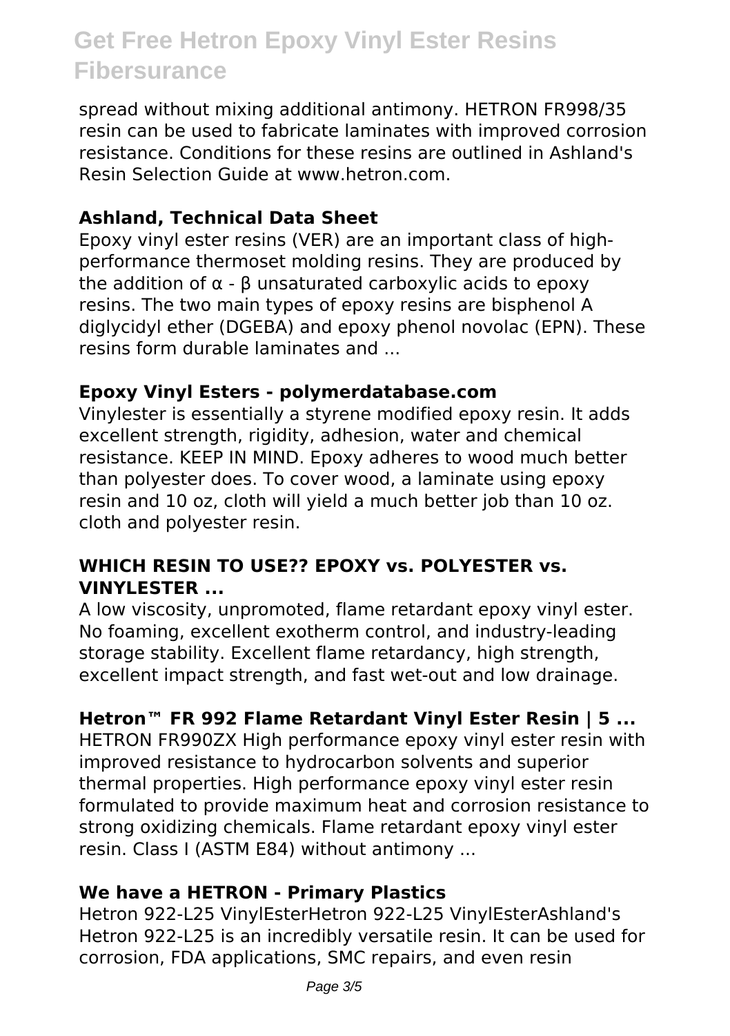spread without mixing additional antimony. HETRON FR998/35 resin can be used to fabricate laminates with improved corrosion resistance. Conditions for these resins are outlined in Ashland's Resin Selection Guide at www.hetron.com.

### Ashland, Technical Data Sheet

Epoxy vinyl ester resins (VER) are an important class of high-performance thermoset molding resins. They are produced by the addition of α - β unsaturated carboxylic acids to epoxy resins. The two main types of epoxy resins are bisphenol A diglycidyl ether (DGEBA) and epoxy phenol novolac (EPN). These resins form durable laminates and ...

### Epoxy Vinyl Esters - polymerdatabase.com

Vinylester is essentially a styrene modified epoxy resin. It adds excellent strength, rigidity, adhesion, water and chemical resistance. KEEP IN MIND. Epoxy adheres to wood much better than polyester does. To cover wood, a laminate using epoxy resin and 10 oz, cloth will yield a much better job than 10 oz. cloth and polyester resin.

### WHICH RESIN TO USE?? EPOXY vs. POLYESTER vs. VINYLESTER ...

A low viscosity, unpromoted, flame retardant epoxy vinyl ester. No foaming, excellent exotherm control, and industry-leading storage stability. Excellent flame retardancy, high strength, excellent impact strength, and fast wet-out and low drainage.

### Hetron™ FR 992 Flame Retardant Vinyl Ester Resin | 5 ...

HETRON FR990ZX High performance epoxy vinyl ester resin with improved resistance to hydrocarbon solvents and superior thermal properties. High performance epoxy vinyl ester resin formulated to provide maximum heat and corrosion resistance to strong oxidizing chemicals. Flame retardant epoxy vinyl ester resin. Class I (ASTM E84) without antimony ...

### We have a HETRON - Primary Plastics

Hetron 922-L25 VinylEsterHetron 922-L25 VinylEsterAshland's Hetron 922-L25 is an incredibly versatile resin. It can be used for corrosion, FDA applications, SMC repairs, and even resin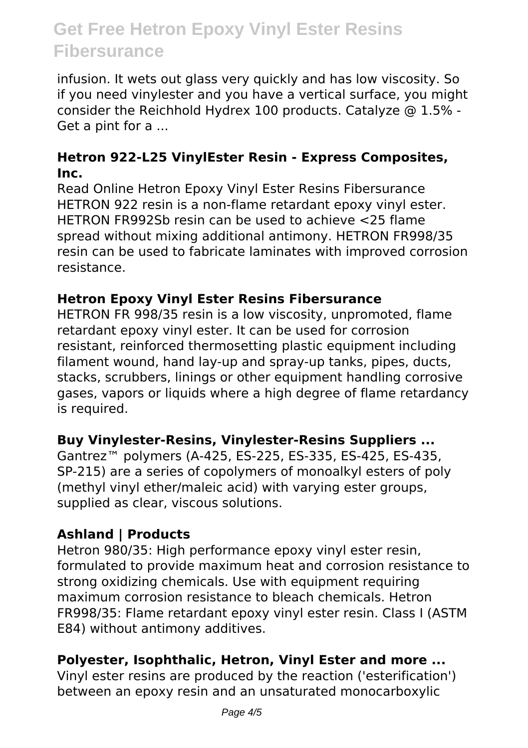infusion. It wets out glass very quickly and has low viscosity. So if you need vinylester and you have a vertical surface, you might consider the Reichhold Hydrex 100 products. Catalyze @ 1.5% - Get a pint for a ...

### Hetron 922-L25 VinylEster Resin - Express Composites, Inc.

Read Online Hetron Epoxy Vinyl Ester Resins Fibersurance HETRON 922 resin is a non-flame retardant epoxy vinyl ester. HETRON FR992Sb resin can be used to achieve <25 flame spread without mixing additional antimony. HETRON FR998/35 resin can be used to fabricate laminates with improved corrosion resistance.

### Hetron Epoxy Vinyl Ester Resins Fibersurance

HETRON FR 998/35 resin is a low viscosity, unpromoted, flame retardant epoxy vinyl ester. It can be used for corrosion resistant, reinforced thermosetting plastic equipment including filament wound, hand lay-up and spray-up tanks, pipes, ducts, stacks, scrubbers, linings or other equipment handling corrosive gases, vapors or liquids where a high degree of flame retardancy is required.

### Buy Vinylester-Resins, Vinylester-Resins Suppliers ...

Gantrez™ polymers (A-425, ES-225, ES-335, ES-425, ES-435, SP-215) are a series of copolymers of monoalkyl esters of poly (methyl vinyl ether/maleic acid) with varying ester groups, supplied as clear, viscous solutions.

### Ashland | Products

Hetron 980/35: High performance epoxy vinyl ester resin, formulated to provide maximum heat and corrosion resistance to strong oxidizing chemicals. Use with equipment requiring maximum corrosion resistance to bleach chemicals. Hetron FR998/35: Flame retardant epoxy vinyl ester resin. Class I (ASTM E84) without antimony additives.

### Polyester, Isophthalic, Hetron, Vinyl Ester and more ...

Vinyl ester resins are produced by the reaction ('esterification') between an epoxy resin and an unsaturated monocarboxylic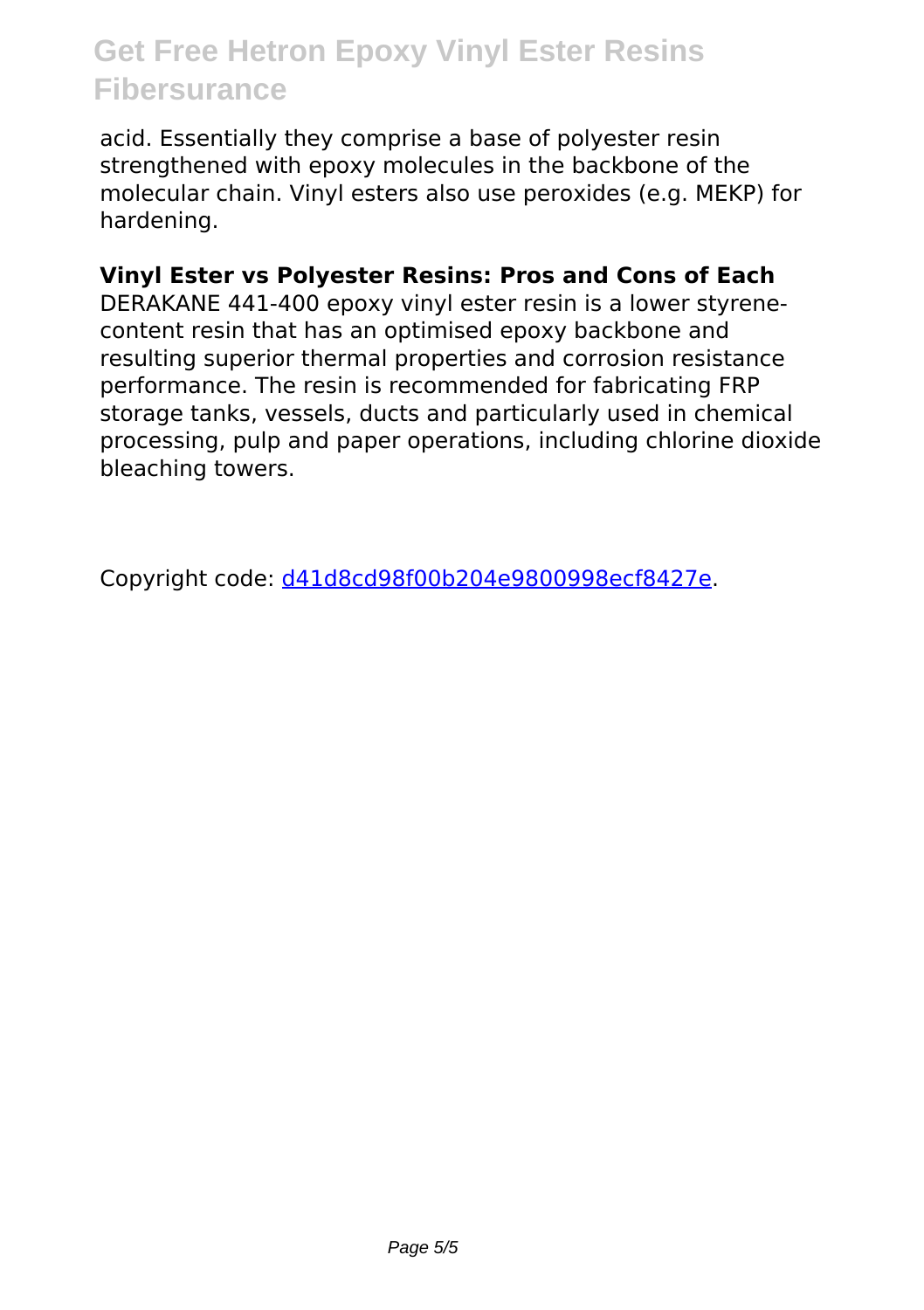acid. Essentially they comprise a base of polyester resin strengthened with epoxy molecules in the backbone of the molecular chain. Vinyl esters also use peroxides (e.g. MEKP) for hardening.

**Vinyl Ester vs Polyester Resins: Pros and Cons of Each**
DERAKANE 441-400 epoxy vinyl ester resin is a lower styrene-content resin that has an optimised epoxy backbone and resulting superior thermal properties and corrosion resistance performance. The resin is recommended for fabricating FRP storage tanks, vessels, ducts and particularly used in chemical processing, pulp and paper operations, including chlorine dioxide bleaching towers.

Copyright code: d41d8cd98f00b204e9800998ecf8427e.